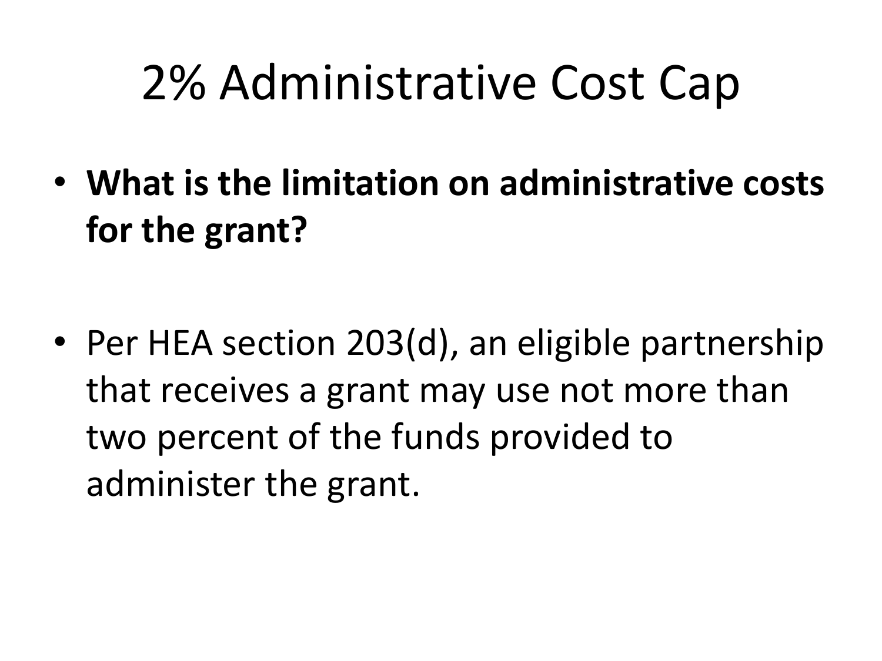# 2% Administrative Cost Cap

- **What is the limitation on administrative costs for the grant?**

- Per HEA section 203(d), an eligible partnership that receives a grant may use not more than two percent of the funds provided to administer the grant.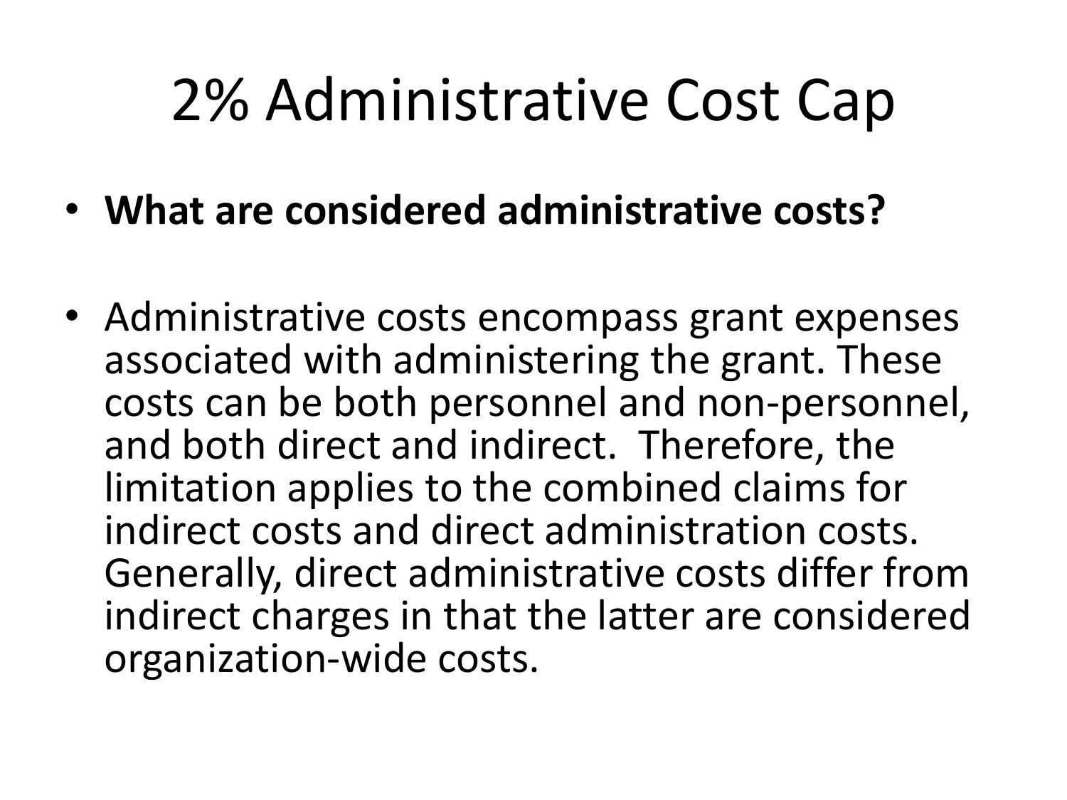# 2% Administrative Cost Cap

- **What are considered administrative costs?**

- Administrative costs encompass grant expenses associated with administering the grant. These costs can be both personnel and non-personnel, and both direct and indirect. Therefore, the limitation applies to the combined claims for indirect costs and direct administration costs. Generally, direct administrative costs differ from indirect charges in that the latter are considered organization-wide costs.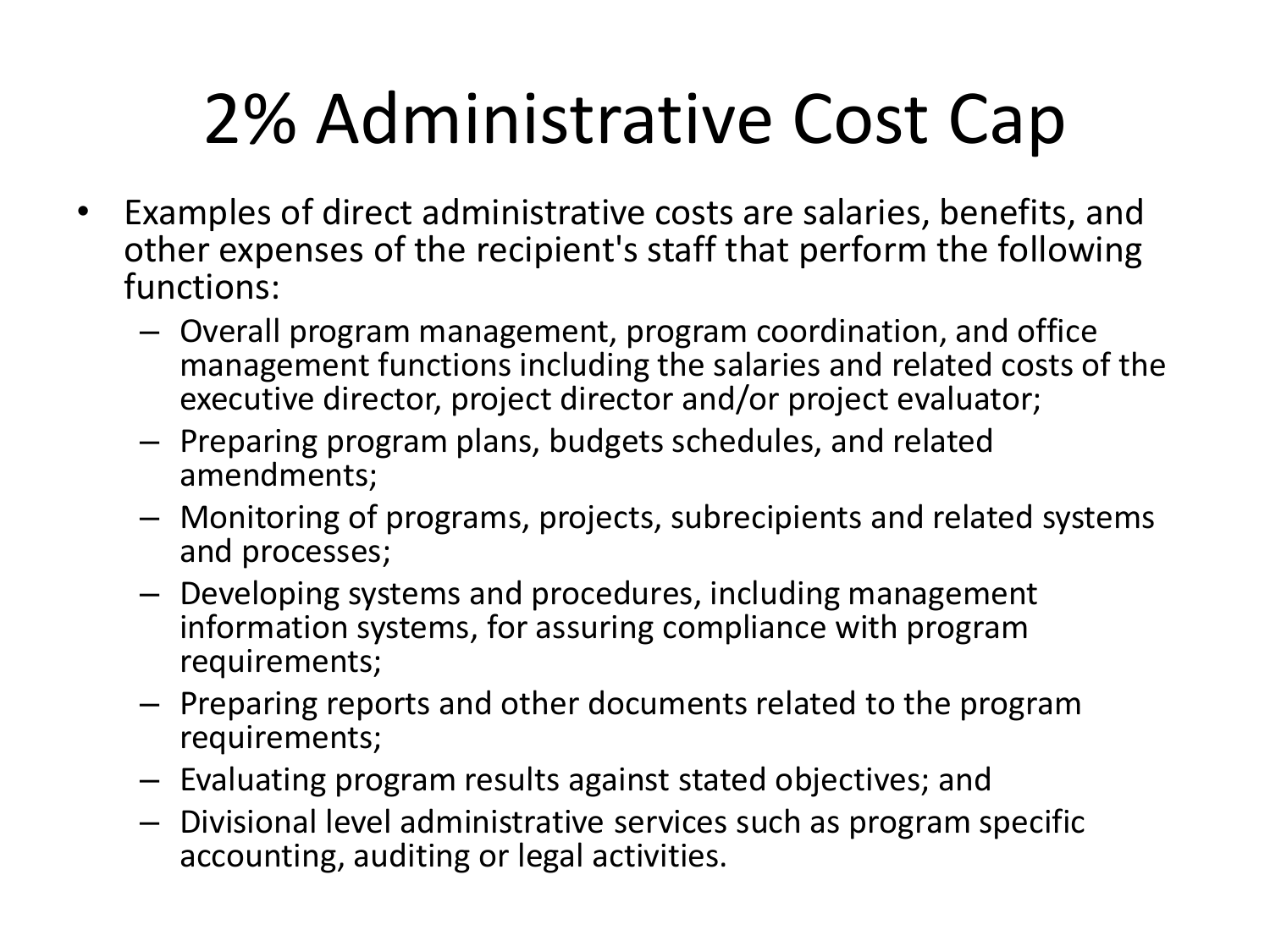# 2% Administrative Cost Cap

- Examples of direct administrative costs are salaries, benefits, and other expenses of the recipient's staff that perform the following functions:
  - Overall program management, program coordination, and office management functions including the salaries and related costs of the executive director, project director and/or project evaluator;
  - Preparing program plans, budgets schedules, and related amendments;
  - Monitoring of programs, projects, subrecipients and related systems and processes;
  - Developing systems and procedures, including management information systems, for assuring compliance with program requirements;
  - Preparing reports and other documents related to the program requirements;
  - Evaluating program results against stated objectives; and
  - Divisional level administrative services such as program specific accounting, auditing or legal activities.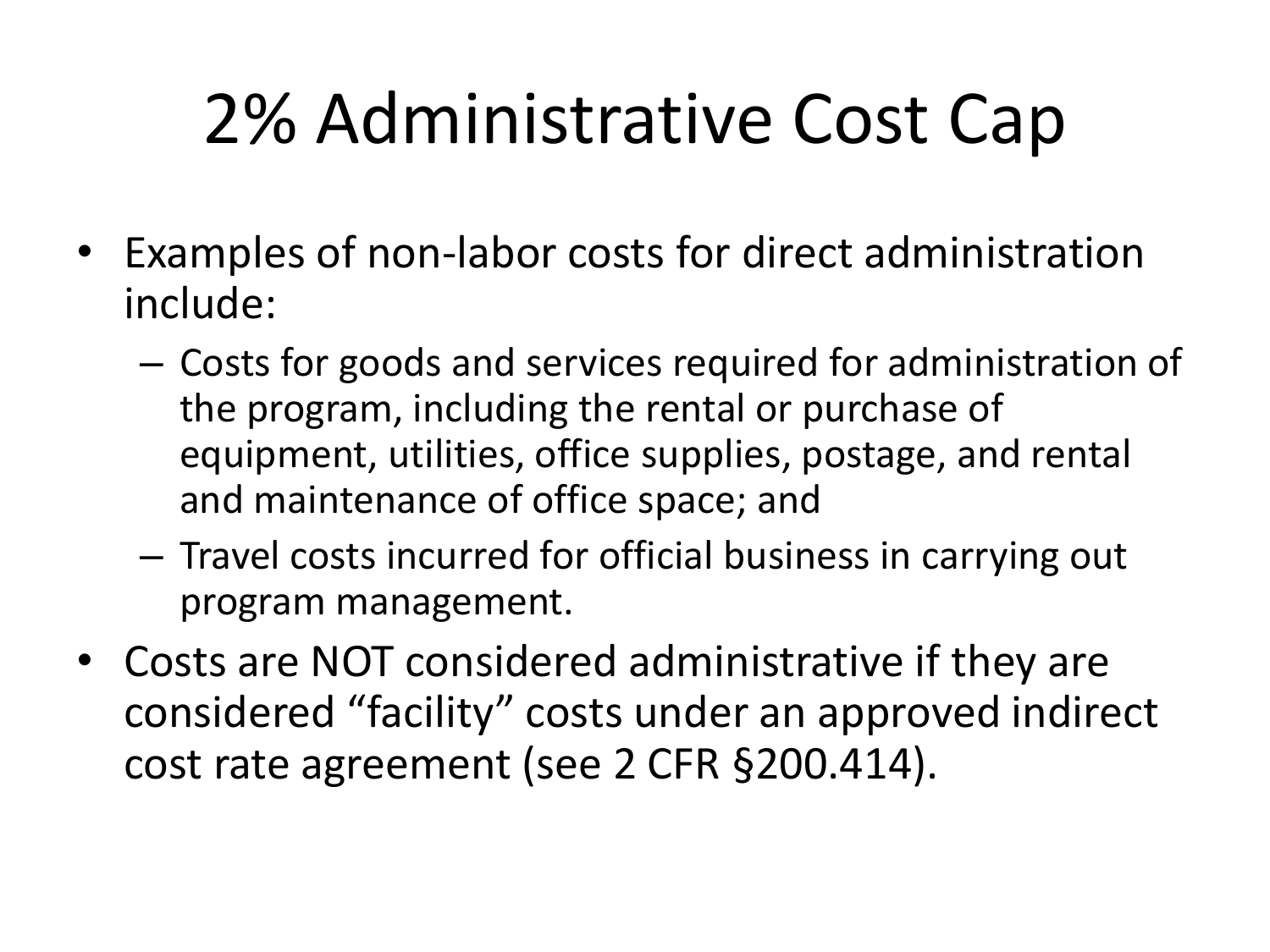# 2% Administrative Cost Cap

- Examples of non-labor costs for direct administration include:
  - Costs for goods and services required for administration of the program, including the rental or purchase of equipment, utilities, office supplies, postage, and rental and maintenance of office space; and
  - Travel costs incurred for official business in carrying out program management.
- Costs are NOT considered administrative if they are considered “facility” costs under an approved indirect cost rate agreement (see 2 CFR §200.414).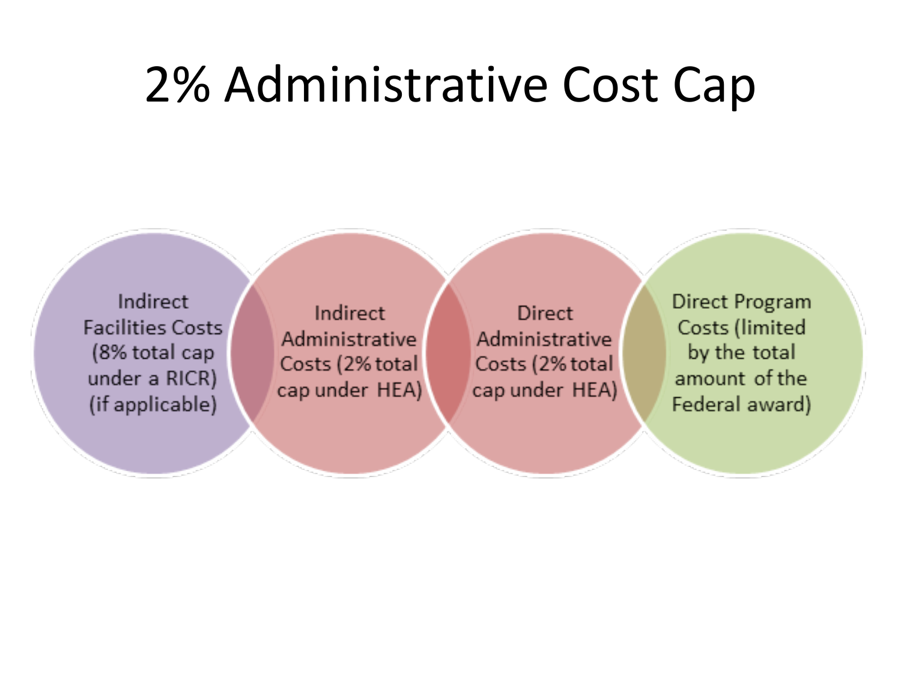# 2% Administrative Cost Cap

Indirect Facilities Costs (8% total cap under a RICR) (if applicable)

Indirect Administrative Costs (2% total cap under HEA)

Direct Administrative Costs (2% total cap under HEA)

Direct Program Costs (limited by the total amount of the Federal award)